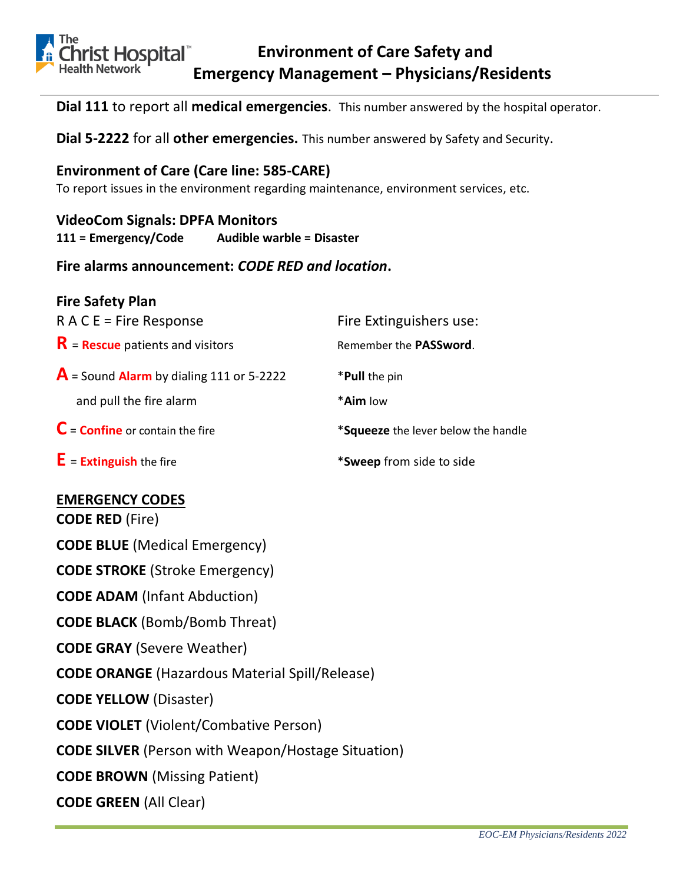# Environment of Care Safety and Emergency Management – Physicians/Residents

**Dial 111** to report all **medical emergencies**. This number answered by the hospital operator.

**Dial 5-2222** for all **other emergencies.** This number answered by Safety and Security.

**Environment of Care (Care line: 585-CARE)**
To report issues in the environment regarding maintenance, environment services, etc.

**VideoCom Signals: DPFA Monitors**
**111 = Emergency/Code** **Audible warble = Disaster**

**Fire alarms announcement: *CODE RED and location*.**

## Fire Safety Plan

R A C E = Fire Response

**R** = **Rescue** patients and visitors

**A** = Sound **Alarm** by dialing 111 or 5-2222 and pull the fire alarm

**C** = **Confine** or contain the fire

**E** = **Extinguish** the fire

Fire Extinguishers use:

Remember the **PASSword**.

*__Pull__ the pin

*__Aim__ low

*__Squeeze__ the lever below the handle

*__Sweep__ from side to side

## EMERGENCY CODES

**CODE RED** (Fire)

**CODE BLUE** (Medical Emergency)

**CODE STROKE** (Stroke Emergency)

**CODE ADAM** (Infant Abduction)

**CODE BLACK** (Bomb/Bomb Threat)

**CODE GRAY** (Severe Weather)

**CODE ORANGE** (Hazardous Material Spill/Release)

**CODE YELLOW** (Disaster)

**CODE VIOLET** (Violent/Combative Person)

**CODE SILVER** (Person with Weapon/Hostage Situation)

**CODE BROWN** (Missing Patient)

**CODE GREEN** (All Clear)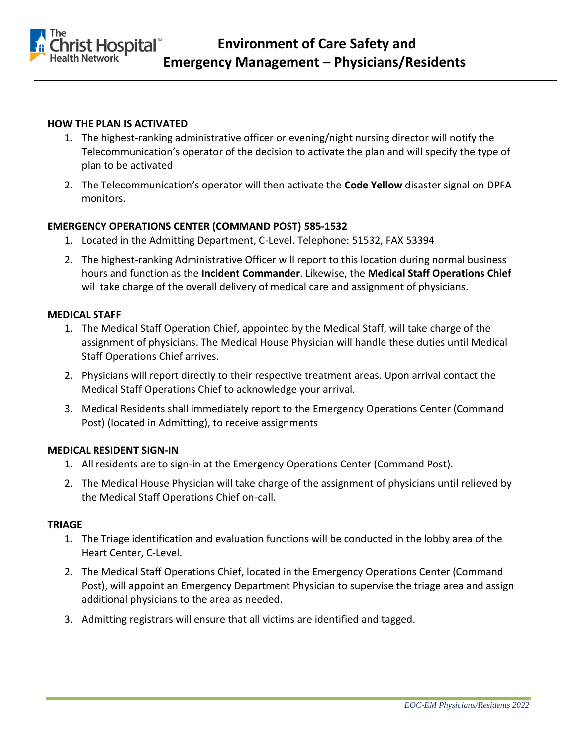# Environment of Care Safety and Emergency Management – Physicians/Residents

## HOW THE PLAN IS ACTIVATED

1. The highest-ranking administrative officer or evening/night nursing director will notify the Telecommunication's operator of the decision to activate the plan and will specify the type of plan to be activated
2. The Telecommunication's operator will then activate the **Code Yellow** disaster signal on DPFA monitors.

## EMERGENCY OPERATIONS CENTER (COMMAND POST) 585-1532

1. Located in the Admitting Department, C-Level. Telephone: 51532, FAX 53394
2. The highest-ranking Administrative Officer will report to this location during normal business hours and function as the **Incident Commander**. Likewise, the **Medical Staff Operations Chief** will take charge of the overall delivery of medical care and assignment of physicians.

## MEDICAL STAFF

1. The Medical Staff Operation Chief, appointed by the Medical Staff, will take charge of the assignment of physicians. The Medical House Physician will handle these duties until Medical Staff Operations Chief arrives.
2. Physicians will report directly to their respective treatment areas. Upon arrival contact the Medical Staff Operations Chief to acknowledge your arrival.
3. Medical Residents shall immediately report to the Emergency Operations Center (Command Post) (located in Admitting), to receive assignments

## MEDICAL RESIDENT SIGN-IN

1. All residents are to sign-in at the Emergency Operations Center (Command Post).
2. The Medical House Physician will take charge of the assignment of physicians until relieved by the Medical Staff Operations Chief on-call.

## TRIAGE

1. The Triage identification and evaluation functions will be conducted in the lobby area of the Heart Center, C-Level.
2. The Medical Staff Operations Chief, located in the Emergency Operations Center (Command Post), will appoint an Emergency Department Physician to supervise the triage area and assign additional physicians to the area as needed.
3. Admitting registrars will ensure that all victims are identified and tagged.